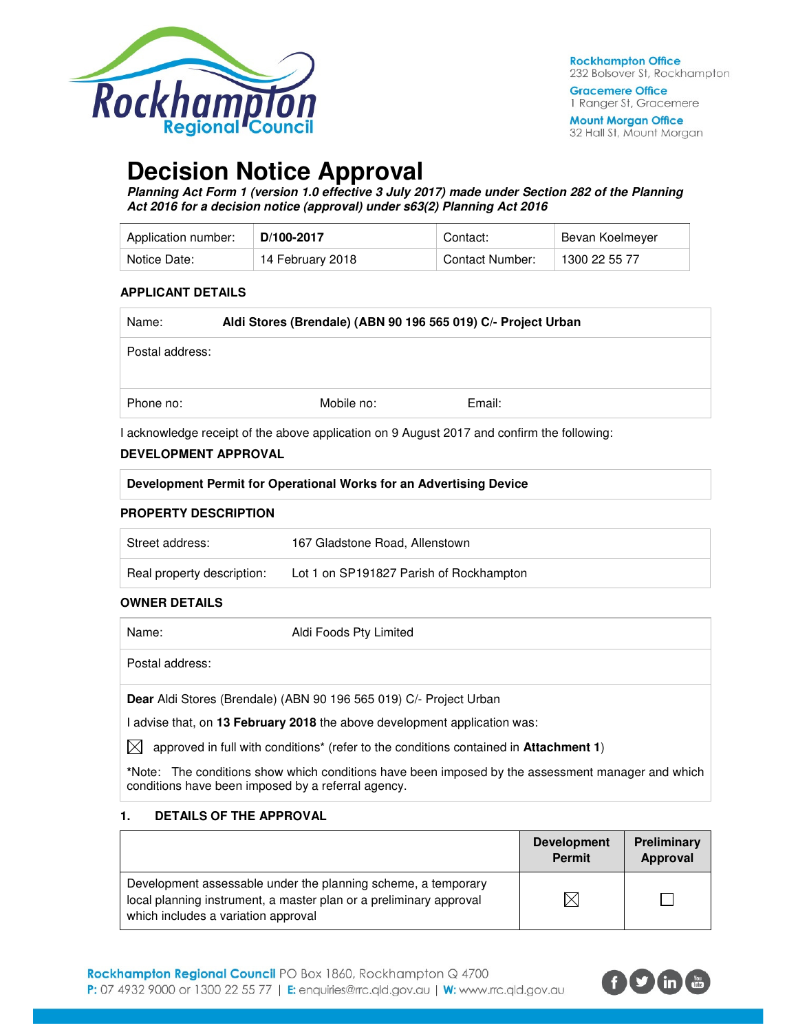Rockhampton Office
232 Bolsover St, Rockhampton

Gracemere Office
1 Ranger St, Gracemere

Mount Morgan Office
32 Hall St, Mount Morgan

# Decision Notice Approval

***Planning Act Form 1 (version 1.0 effective 3 July 2017) made under Section 282 of the Planning Act 2016 for a decision notice (approval) under s63(2) Planning Act 2016***

| Application number: | **D/100-2017** | Contact: | Bevan Koelmeyer |
|---|---|---|---|
| Notice Date: | 14 February 2018 | Contact Number: | 1300 22 55 77 |

### APPLICANT DETAILS

| Name: | **Aldi Stores (Brendale) (ABN 90 196 565 019) C/- Project Urban** | |
|---|---|---|
| Postal address: | | |
| Phone no: | Mobile no: | Email: |

I acknowledge receipt of the above application on 9 August 2017 and confirm the following:

### DEVELOPMENT APPROVAL

**Development Permit for Operational Works for an Advertising Device**

### PROPERTY DESCRIPTION

| Street address: | 167 Gladstone Road, Allenstown |
|---|---|
| Real property description: | Lot 1 on SP191827 Parish of Rockhampton |

### OWNER DETAILS

| Name: | Aldi Foods Pty Limited |
|---|---|
| Postal address: | |

**Dear** Aldi Stores (Brendale) (ABN 90 196 565 019) C/- Project Urban

I advise that, on **13 February 2018** the above development application was:

☒ approved in full with conditions* (refer to the conditions contained in **Attachment 1**)

*Note: The conditions show which conditions have been imposed by the assessment manager and which conditions have been imposed by a referral agency.

### 1. DETAILS OF THE APPROVAL

| | Development Permit | Preliminary Approval |
|---|---|---|
| Development assessable under the planning scheme, a temporary local planning instrument, a master plan or a preliminary approval which includes a variation approval | ☒ | ☐ |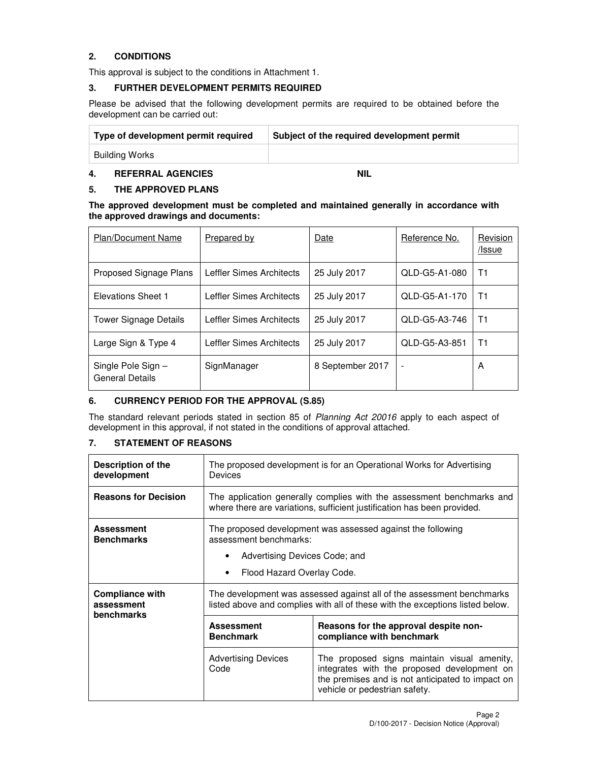## 2. CONDITIONS

This approval is subject to the conditions in Attachment 1.

## 3. FURTHER DEVELOPMENT PERMITS REQUIRED

Please be advised that the following development permits are required to be obtained before the development can be carried out:

| Type of development permit required | Subject of the required development permit |
|---|---|
| Building Works | |

## 4. REFERRAL AGENCIES NIL

## 5. THE APPROVED PLANS

**The approved development must be completed and maintained generally in accordance with the approved drawings and documents:**

| Plan/Document Name | Prepared by | Date | Reference No. | Revision /Issue |
|---|---|---|---|---|
| Proposed Signage Plans | Leffler Simes Architects | 25 July 2017 | QLD-G5-A1-080 | T1 |
| Elevations Sheet 1 | Leffler Simes Architects | 25 July 2017 | QLD-G5-A1-170 | T1 |
| Tower Signage Details | Leffler Simes Architects | 25 July 2017 | QLD-G5-A3-746 | T1 |
| Large Sign & Type 4 | Leffler Simes Architects | 25 July 2017 | QLD-G5-A3-851 | T1 |
| Single Pole Sign – General Details | SignManager | 8 September 2017 | - | A |

## 6. CURRENCY PERIOD FOR THE APPROVAL (S.85)

The standard relevant periods stated in section 85 of *Planning Act 20016* apply to each aspect of development in this approval, if not stated in the conditions of approval attached.

## 7. STATEMENT OF REASONS

| | | |
|---|---|---|
| **Description of the development** | The proposed development is for an Operational Works for Advertising Devices | |
| **Reasons for Decision** | The application generally complies with the assessment benchmarks and where there are variations, sufficient justification has been provided. | |
| **Assessment Benchmarks** | The proposed development was assessed against the following assessment benchmarks:<br>• Advertising Devices Code; and<br>• Flood Hazard Overlay Code. | |
| **Compliance with assessment benchmarks** | The development was assessed against all of the assessment benchmarks listed above and complies with all of these with the exceptions listed below. | |
| | **Assessment Benchmark** | **Reasons for the approval despite non-compliance with benchmark** |
| | Advertising Devices Code | The proposed signs maintain visual amenity, integrates with the proposed development on the premises and is not anticipated to impact on vehicle or pedestrian safety. |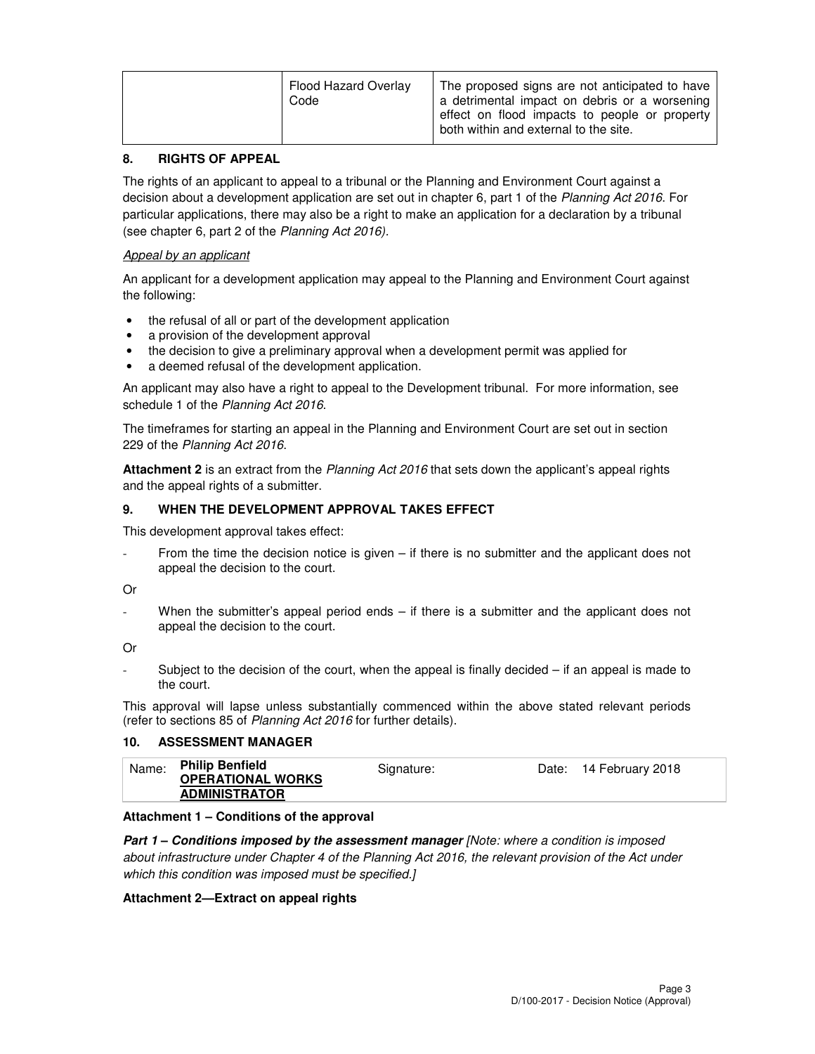| | Flood Hazard Overlay Code | The proposed signs are not anticipated to have a detrimental impact on debris or a worsening effect on flood impacts to people or property both within and external to the site. |
|---|---|---|

## 8. RIGHTS OF APPEAL

The rights of an applicant to appeal to a tribunal or the Planning and Environment Court against a decision about a development application are set out in chapter 6, part 1 of the *Planning Act 2016*. For particular applications, there may also be a right to make an application for a declaration by a tribunal (see chapter 6, part 2 of the *Planning Act 2016).*

*Appeal by an applicant*

An applicant for a development application may appeal to the Planning and Environment Court against the following:

- the refusal of all or part of the development application
- a provision of the development approval
- the decision to give a preliminary approval when a development permit was applied for
- a deemed refusal of the development application.

An applicant may also have a right to appeal to the Development tribunal. For more information, see schedule 1 of the *Planning Act 2016*.

The timeframes for starting an appeal in the Planning and Environment Court are set out in section 229 of the *Planning Act 2016*.

**Attachment 2** is an extract from the *Planning Act 2016* that sets down the applicant's appeal rights and the appeal rights of a submitter.

## 9. WHEN THE DEVELOPMENT APPROVAL TAKES EFFECT

This development approval takes effect:

- From the time the decision notice is given – if there is no submitter and the applicant does not appeal the decision to the court.

Or

- When the submitter's appeal period ends – if there is a submitter and the applicant does not appeal the decision to the court.

Or

- Subject to the decision of the court, when the appeal is finally decided – if an appeal is made to the court.

This approval will lapse unless substantially commenced within the above stated relevant periods (refer to sections 85 of *Planning Act 2016* for further details).

## 10. ASSESSMENT MANAGER

| Name: | **Philip Benfield** **OPERATIONAL WORKS ADMINISTRATOR** | Signature: | Date: 14 February 2018 |
|---|---|---|---|

**Attachment 1 – Conditions of the approval**

***Part 1 – Conditions imposed by the assessment manager*** *[Note: where a condition is imposed about infrastructure under Chapter 4 of the Planning Act 2016, the relevant provision of the Act under which this condition was imposed must be specified.]*

**Attachment 2—Extract on appeal rights**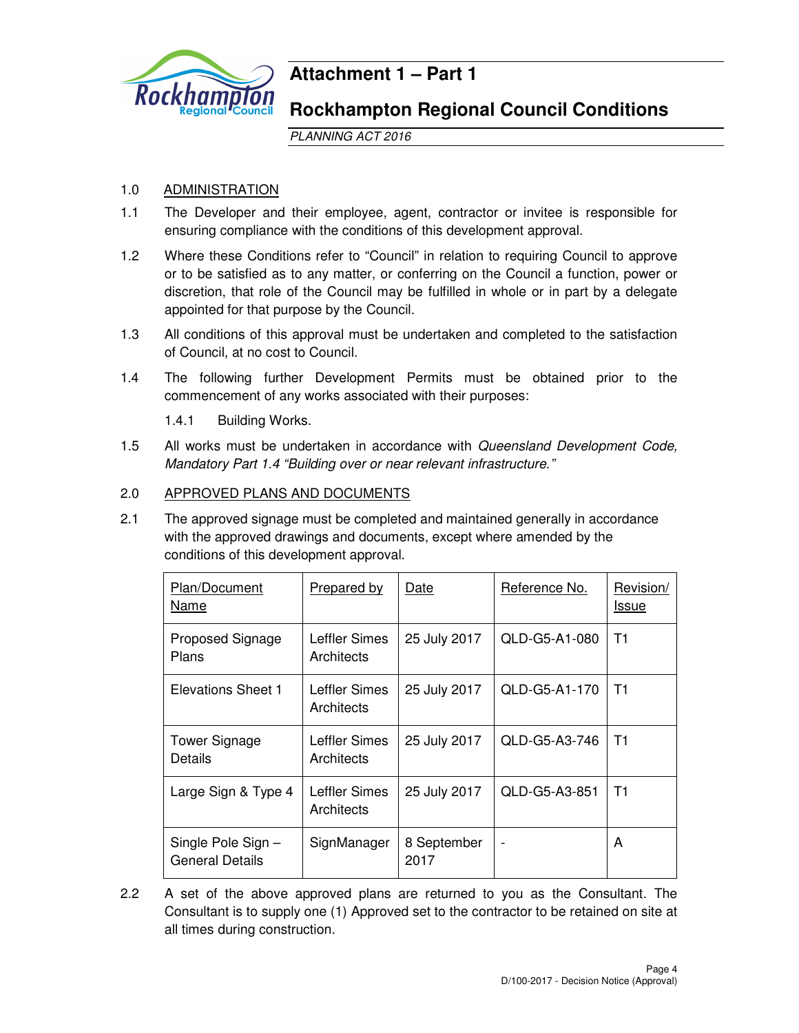# Attachment 1 – Part 1

## Rockhampton Regional Council Conditions

*PLANNING ACT 2016*

1.0 ADMINISTRATION

1.1 The Developer and their employee, agent, contractor or invitee is responsible for ensuring compliance with the conditions of this development approval.

1.2 Where these Conditions refer to "Council" in relation to requiring Council to approve or to be satisfied as to any matter, or conferring on the Council a function, power or discretion, that role of the Council may be fulfilled in whole or in part by a delegate appointed for that purpose by the Council.

1.3 All conditions of this approval must be undertaken and completed to the satisfaction of Council, at no cost to Council.

1.4 The following further Development Permits must be obtained prior to the commencement of any works associated with their purposes:

1.4.1 Building Works.

1.5 All works must be undertaken in accordance with *Queensland Development Code, Mandatory Part 1.4 "Building over or near relevant infrastructure."*

2.0 APPROVED PLANS AND DOCUMENTS

2.1 The approved signage must be completed and maintained generally in accordance with the approved drawings and documents, except where amended by the conditions of this development approval.

| Plan/Document Name | Prepared by | Date | Reference No. | Revision/ Issue |
|---|---|---|---|---|
| Proposed Signage Plans | Leffler Simes Architects | 25 July 2017 | QLD-G5-A1-080 | T1 |
| Elevations Sheet 1 | Leffler Simes Architects | 25 July 2017 | QLD-G5-A1-170 | T1 |
| Tower Signage Details | Leffler Simes Architects | 25 July 2017 | QLD-G5-A3-746 | T1 |
| Large Sign & Type 4 | Leffler Simes Architects | 25 July 2017 | QLD-G5-A3-851 | T1 |
| Single Pole Sign – General Details | SignManager | 8 September 2017 | - | A |

2.2 A set of the above approved plans are returned to you as the Consultant. The Consultant is to supply one (1) Approved set to the contractor to be retained on site at all times during construction.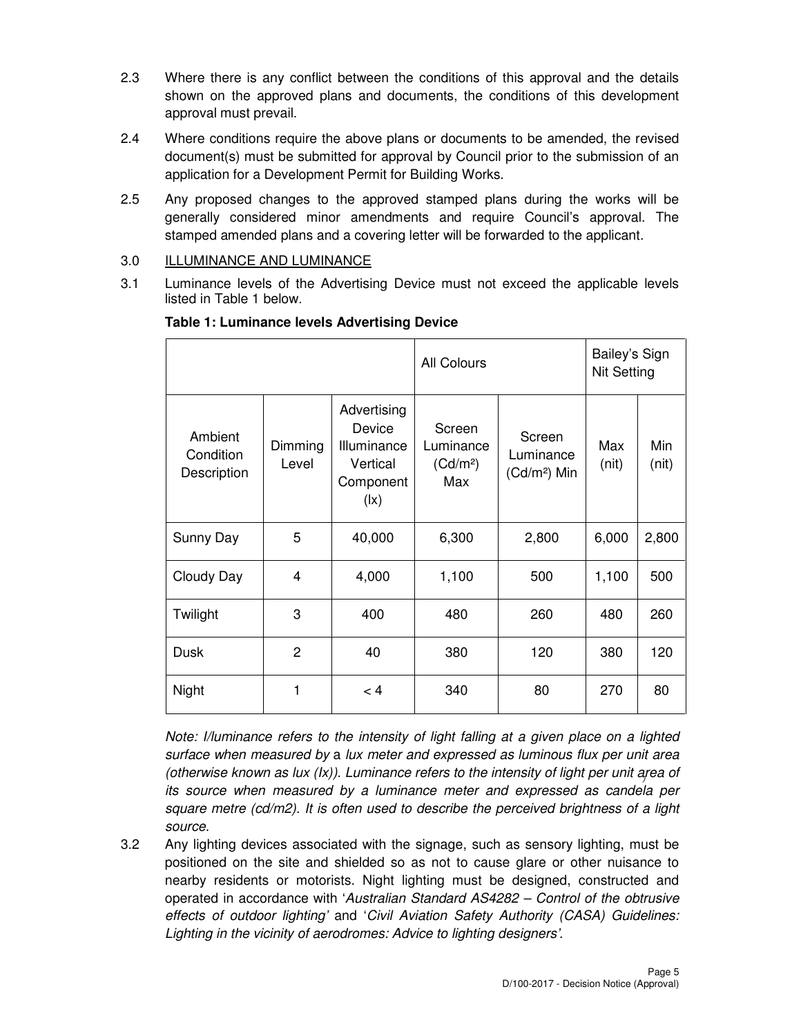2.3 Where there is any conflict between the conditions of this approval and the details shown on the approved plans and documents, the conditions of this development approval must prevail.

2.4 Where conditions require the above plans or documents to be amended, the revised document(s) must be submitted for approval by Council prior to the submission of an application for a Development Permit for Building Works.

2.5 Any proposed changes to the approved stamped plans during the works will be generally considered minor amendments and require Council's approval. The stamped amended plans and a covering letter will be forwarded to the applicant.

3.0 <u>ILLUMINANCE AND LUMINANCE</u>

3.1 Luminance levels of the Advertising Device must not exceed the applicable levels listed in Table 1 below.

**Table 1: Luminance levels Advertising Device**

| | | | All Colours | | Bailey's Sign Nit Setting | |
|---|---|---|---|---|---|---|
| Ambient Condition Description | Dimming Level | Advertising Device Illuminance Vertical Component (lx) | Screen Luminance (Cd/m²) Max | Screen Luminance (Cd/m²) Min | Max (nit) | Min (nit) |
| Sunny Day | 5 | 40,000 | 6,300 | 2,800 | 6,000 | 2,800 |
| Cloudy Day | 4 | 4,000 | 1,100 | 500 | 1,100 | 500 |
| Twilight | 3 | 400 | 480 | 260 | 480 | 260 |
| Dusk | 2 | 40 | 380 | 120 | 380 | 120 |
| Night | 1 | < 4 | 340 | 80 | 270 | 80 |

*Note: I/luminance refers to the intensity of light falling at a given place on a lighted surface when measured by a lux meter and expressed as luminous flux per unit area (otherwise known as lux (lx)). Luminance refers to the intensity of light per unit area of its source when measured by a luminance meter and expressed as candela per square metre (cd/m2). It is often used to describe the perceived brightness of a light source.*

3.2 Any lighting devices associated with the signage, such as sensory lighting, must be positioned on the site and shielded so as not to cause glare or other nuisance to nearby residents or motorists. Night lighting must be designed, constructed and operated in accordance with '*Australian Standard AS4282 – Control of the obtrusive effects of outdoor lighting*' and '*Civil Aviation Safety Authority (CASA) Guidelines: Lighting in the vicinity of aerodromes: Advice to lighting designers*'.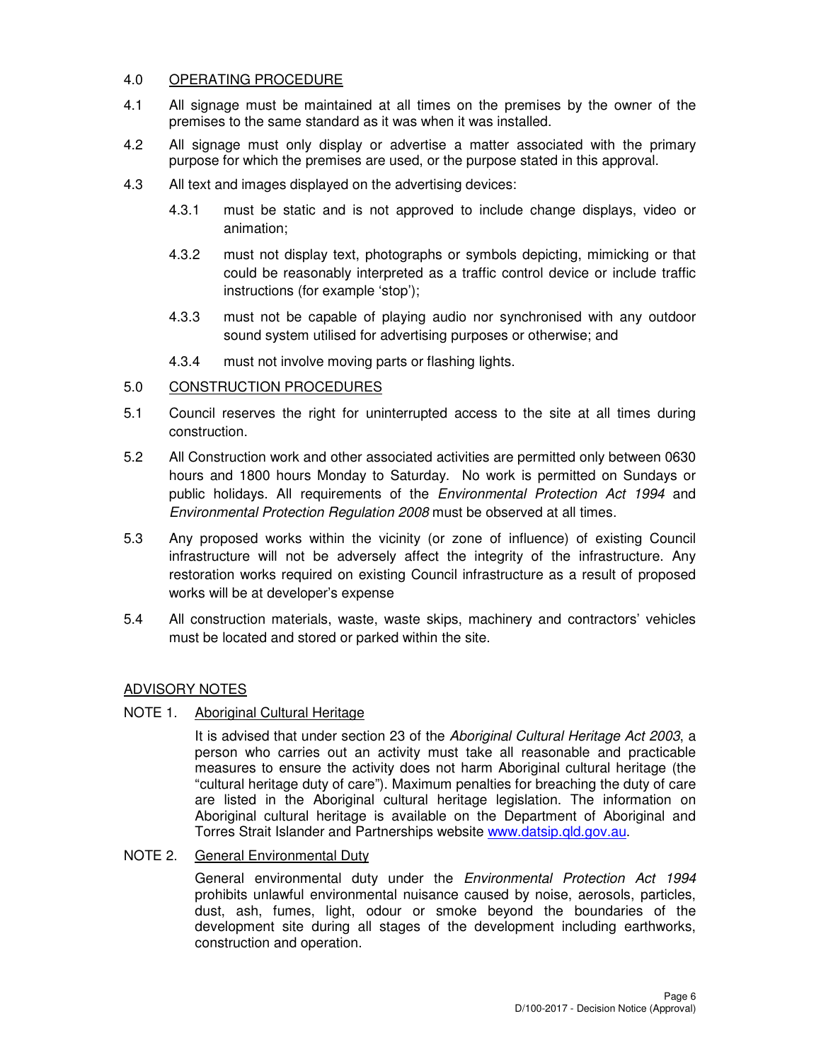## 4.0 OPERATING PROCEDURE

4.1 All signage must be maintained at all times on the premises by the owner of the premises to the same standard as it was when it was installed.

4.2 All signage must only display or advertise a matter associated with the primary purpose for which the premises are used, or the purpose stated in this approval.

4.3 All text and images displayed on the advertising devices:

4.3.1 must be static and is not approved to include change displays, video or animation;

4.3.2 must not display text, photographs or symbols depicting, mimicking or that could be reasonably interpreted as a traffic control device or include traffic instructions (for example 'stop');

4.3.3 must not be capable of playing audio nor synchronised with any outdoor sound system utilised for advertising purposes or otherwise; and

4.3.4 must not involve moving parts or flashing lights.

## 5.0 CONSTRUCTION PROCEDURES

5.1 Council reserves the right for uninterrupted access to the site at all times during construction.

5.2 All Construction work and other associated activities are permitted only between 0630 hours and 1800 hours Monday to Saturday. No work is permitted on Sundays or public holidays. All requirements of the *Environmental Protection Act 1994* and *Environmental Protection Regulation 2008* must be observed at all times.

5.3 Any proposed works within the vicinity (or zone of influence) of existing Council infrastructure will not be adversely affect the integrity of the infrastructure. Any restoration works required on existing Council infrastructure as a result of proposed works will be at developer's expense

5.4 All construction materials, waste, waste skips, machinery and contractors' vehicles must be located and stored or parked within the site.

## ADVISORY NOTES

NOTE 1. Aboriginal Cultural Heritage

It is advised that under section 23 of the *Aboriginal Cultural Heritage Act 2003*, a person who carries out an activity must take all reasonable and practicable measures to ensure the activity does not harm Aboriginal cultural heritage (the "cultural heritage duty of care"). Maximum penalties for breaching the duty of care are listed in the Aboriginal cultural heritage legislation. The information on Aboriginal cultural heritage is available on the Department of Aboriginal and Torres Strait Islander and Partnerships website www.datsip.qld.gov.au.

NOTE 2. General Environmental Duty

General environmental duty under the *Environmental Protection Act 1994* prohibits unlawful environmental nuisance caused by noise, aerosols, particles, dust, ash, fumes, light, odour or smoke beyond the boundaries of the development site during all stages of the development including earthworks, construction and operation.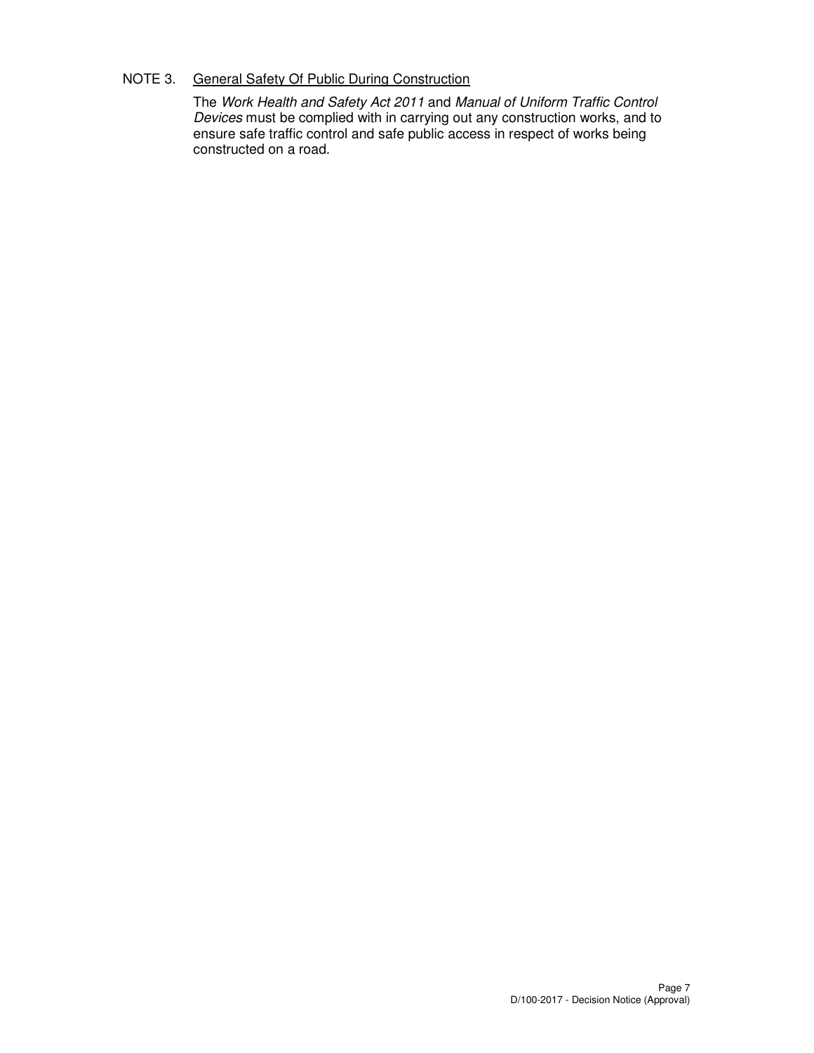NOTE 3. <u>General Safety Of Public During Construction</u>

The *Work Health and Safety Act 2011* and *Manual of Uniform Traffic Control Devices* must be complied with in carrying out any construction works, and to ensure safe traffic control and safe public access in respect of works being constructed on a road.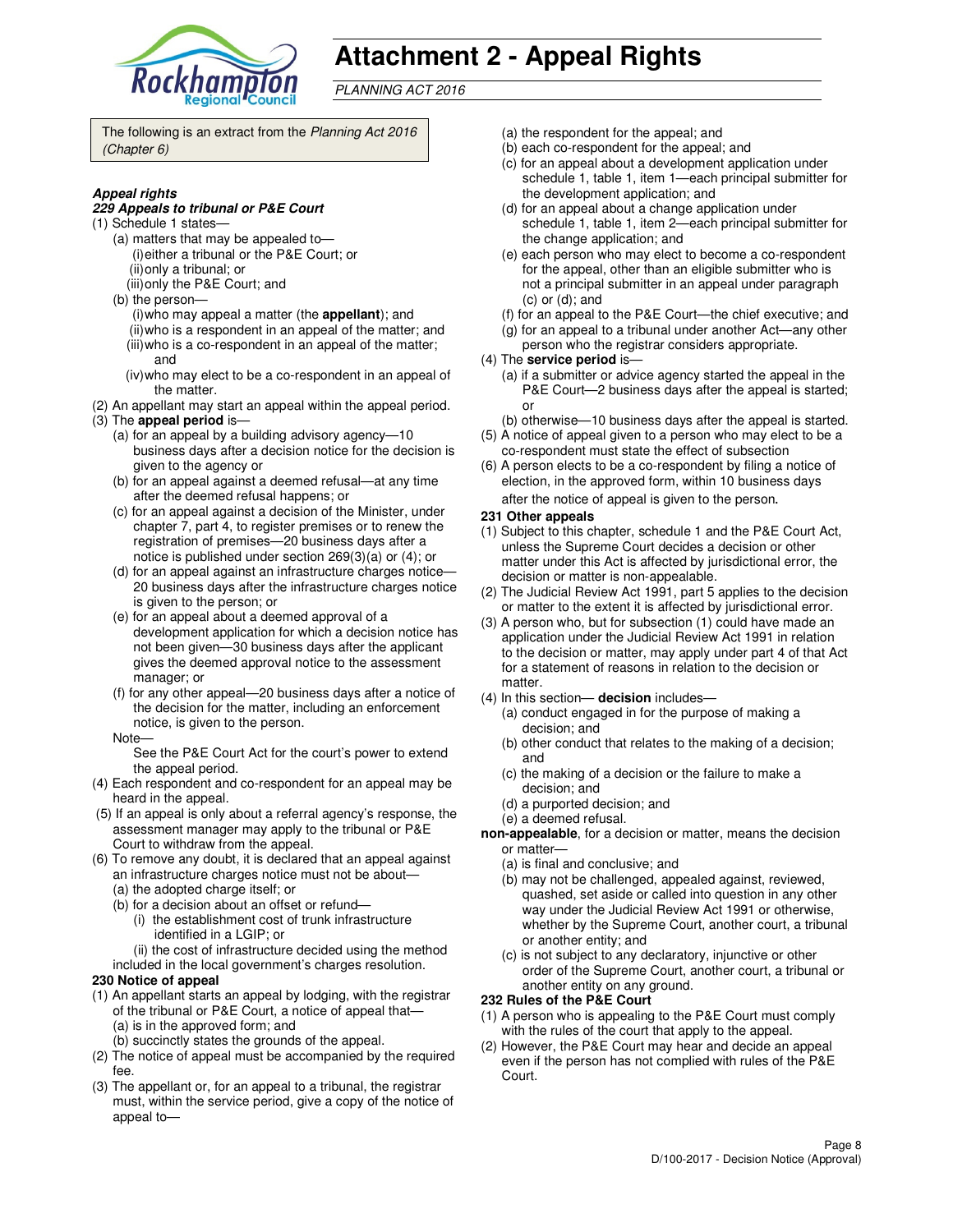# Attachment 2 - Appeal Rights

*PLANNING ACT 2016*

The following is an extract from the *Planning Act 2016 (Chapter 6)*

***Appeal rights***

***229 Appeals to tribunal or P&E Court***

(1) Schedule 1 states—
- (a) matters that may be appealed to—
  - (i) either a tribunal or the P&E Court; or
  - (ii) only a tribunal; or
  - (iii) only the P&E Court; and
- (b) the person—
  - (i) who may appeal a matter (the **appellant**); and
  - (ii) who is a respondent in an appeal of the matter; and
  - (iii) who is a co-respondent in an appeal of the matter; and
  - (iv) who may elect to be a co-respondent in an appeal of the matter.

(2) An appellant may start an appeal within the appeal period.

(3) The **appeal period** is—
- (a) for an appeal by a building advisory agency—10 business days after a decision notice for the decision is given to the agency or
- (b) for an appeal against a deemed refusal—at any time after the deemed refusal happens; or
- (c) for an appeal against a decision of the Minister, under chapter 7, part 4, to register premises or to renew the registration of premises—20 business days after a notice is published under section 269(3)(a) or (4); or
- (d) for an appeal against an infrastructure charges notice—20 business days after the infrastructure charges notice is given to the person; or
- (e) for an appeal about a deemed approval of a development application for which a decision notice has not been given—30 business days after the applicant gives the deemed approval notice to the assessment manager; or
- (f) for any other appeal—20 business days after a notice of the decision for the matter, including an enforcement notice, is given to the person.

Note—

See the P&E Court Act for the court's power to extend the appeal period.

(4) Each respondent and co-respondent for an appeal may be heard in the appeal.

(5) If an appeal is only about a referral agency's response, the assessment manager may apply to the tribunal or P&E Court to withdraw from the appeal.

(6) To remove any doubt, it is declared that an appeal against an infrastructure charges notice must not be about—
- (a) the adopted charge itself; or
- (b) for a decision about an offset or refund—
  - (i) the establishment cost of trunk infrastructure identified in a LGIP; or
  - (ii) the cost of infrastructure decided using the method included in the local government's charges resolution.

**230 Notice of appeal**

(1) An appellant starts an appeal by lodging, with the registrar of the tribunal or P&E Court, a notice of appeal that—
- (a) is in the approved form; and
- (b) succinctly states the grounds of the appeal.

(2) The notice of appeal must be accompanied by the required fee.

(3) The appellant or, for an appeal to a tribunal, the registrar must, within the service period, give a copy of the notice of appeal to—
- (a) the respondent for the appeal; and
- (b) each co-respondent for the appeal; and
- (c) for an appeal about a development application under schedule 1, table 1, item 1—each principal submitter for the development application; and
- (d) for an appeal about a change application under schedule 1, table 1, item 2—each principal submitter for the change application; and
- (e) each person who may elect to become a co-respondent for the appeal, other than an eligible submitter who is not a principal submitter in an appeal under paragraph (c) or (d); and
- (f) for an appeal to the P&E Court—the chief executive; and
- (g) for an appeal to a tribunal under another Act—any other person who the registrar considers appropriate.

(4) The **service period** is—
- (a) if a submitter or advice agency started the appeal in the P&E Court—2 business days after the appeal is started; or
- (b) otherwise—10 business days after the appeal is started.

(5) A notice of appeal given to a person who may elect to be a co-respondent must state the effect of subsection

(6) A person elects to be a co-respondent by filing a notice of election, in the approved form, within 10 business days after the notice of appeal is given to the person.

**231 Other appeals**

(1) Subject to this chapter, schedule 1 and the P&E Court Act, unless the Supreme Court decides a decision or other matter under this Act is affected by jurisdictional error, the decision or matter is non-appealable.

(2) The Judicial Review Act 1991, part 5 applies to the decision or matter to the extent it is affected by jurisdictional error.

(3) A person who, but for subsection (1) could have made an application under the Judicial Review Act 1991 in relation to the decision or matter, may apply under part 4 of that Act for a statement of reasons in relation to the decision or matter.

(4) In this section— **decision** includes—
- (a) conduct engaged in for the purpose of making a decision; and
- (b) other conduct that relates to the making of a decision; and
- (c) the making of a decision or the failure to make a decision; and
- (d) a purported decision; and
- (e) a deemed refusal.

**non-appealable**, for a decision or matter, means the decision or matter—
- (a) is final and conclusive; and
- (b) may not be challenged, appealed against, reviewed, quashed, set aside or called into question in any other way under the Judicial Review Act 1991 or otherwise, whether by the Supreme Court, another court, a tribunal or another entity; and
- (c) is not subject to any declaratory, injunctive or other order of the Supreme Court, another court, a tribunal or another entity on any ground.

**232 Rules of the P&E Court**

(1) A person who is appealing to the P&E Court must comply with the rules of the court that apply to the appeal.

(2) However, the P&E Court may hear and decide an appeal even if the person has not complied with rules of the P&E Court.

D/100-2017 - Decision Notice (Approval)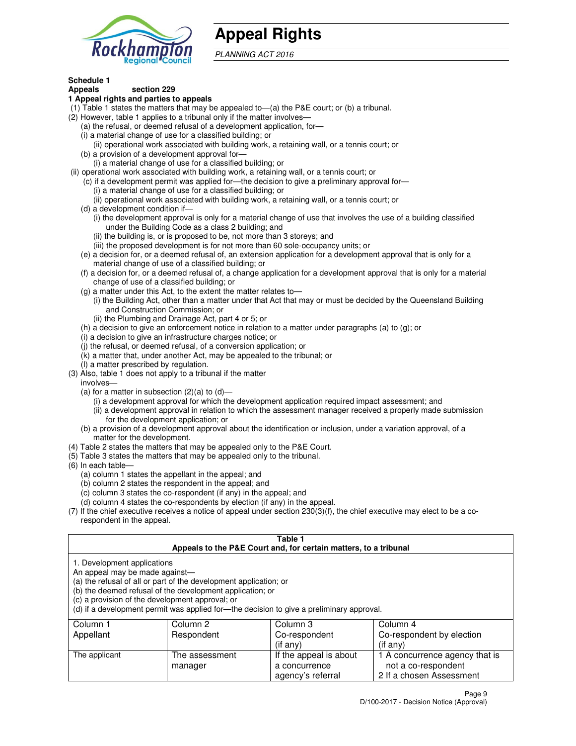# Appeal Rights

*PLANNING ACT 2016*

**Schedule 1**

**Appeals section 229**

**1 Appeal rights and parties to appeals**

(1) Table 1 states the matters that may be appealed to—(a) the P&E court; or (b) a tribunal.

(2) However, table 1 applies to a tribunal only if the matter involves—

(a) the refusal, or deemed refusal of a development application, for—

(i) a material change of use for a classified building; or

(ii) operational work associated with building work, a retaining wall, or a tennis court; or

(b) a provision of a development approval for—

(i) a material change of use for a classified building; or

(ii) operational work associated with building work, a retaining wall, or a tennis court; or

(c) if a development permit was applied for—the decision to give a preliminary approval for—

(i) a material change of use for a classified building; or

(ii) operational work associated with building work, a retaining wall, or a tennis court; or

(d) a development condition if—

(i) the development approval is only for a material change of use that involves the use of a building classified under the Building Code as a class 2 building; and

(ii) the building is, or is proposed to be, not more than 3 storeys; and

(iii) the proposed development is for not more than 60 sole-occupancy units; or

(e) a decision for, or a deemed refusal of, an extension application for a development approval that is only for a material change of use of a classified building; or

(f) a decision for, or a deemed refusal of, a change application for a development approval that is only for a material change of use of a classified building; or

(g) a matter under this Act, to the extent the matter relates to—

(i) the Building Act, other than a matter under that Act that may or must be decided by the Queensland Building and Construction Commission; or

(ii) the Plumbing and Drainage Act, part 4 or 5; or

(h) a decision to give an enforcement notice in relation to a matter under paragraphs (a) to (g); or

(i) a decision to give an infrastructure charges notice; or

(j) the refusal, or deemed refusal, of a conversion application; or

(k) a matter that, under another Act, may be appealed to the tribunal; or

(l) a matter prescribed by regulation.

(3) Also, table 1 does not apply to a tribunal if the matter involves—

(a) for a matter in subsection (2)(a) to (d)—

(i) a development approval for which the development application required impact assessment; and

(ii) a development approval in relation to which the assessment manager received a properly made submission for the development application; or

(b) a provision of a development approval about the identification or inclusion, under a variation approval, of a matter for the development.

(4) Table 2 states the matters that may be appealed only to the P&E Court.

(5) Table 3 states the matters that may be appealed only to the tribunal.

(6) In each table—

(a) column 1 states the appellant in the appeal; and

(b) column 2 states the respondent in the appeal; and

(c) column 3 states the co-respondent (if any) in the appeal; and

(d) column 4 states the co-respondents by election (if any) in the appeal.

(7) If the chief executive receives a notice of appeal under section 230(3)(f), the chief executive may elect to be a co-respondent in the appeal.

**Table 1**
**Appeals to the P&E Court and, for certain matters, to a tribunal**

1. Development applications

An appeal may be made against—

(a) the refusal of all or part of the development application; or

(b) the deemed refusal of the development application; or

(c) a provision of the development approval; or

(d) if a development permit was applied for—the decision to give a preliminary approval.

| Column 1<br>Appellant | Column 2<br>Respondent | Column 3<br>Co-respondent<br>(if any) | Column 4<br>Co-respondent by election<br>(if any) |
|---|---|---|---|
| The applicant | The assessment manager | If the appeal is about a concurrence agency's referral | 1 A concurrence agency that is not a co-respondent<br>2 If a chosen Assessment |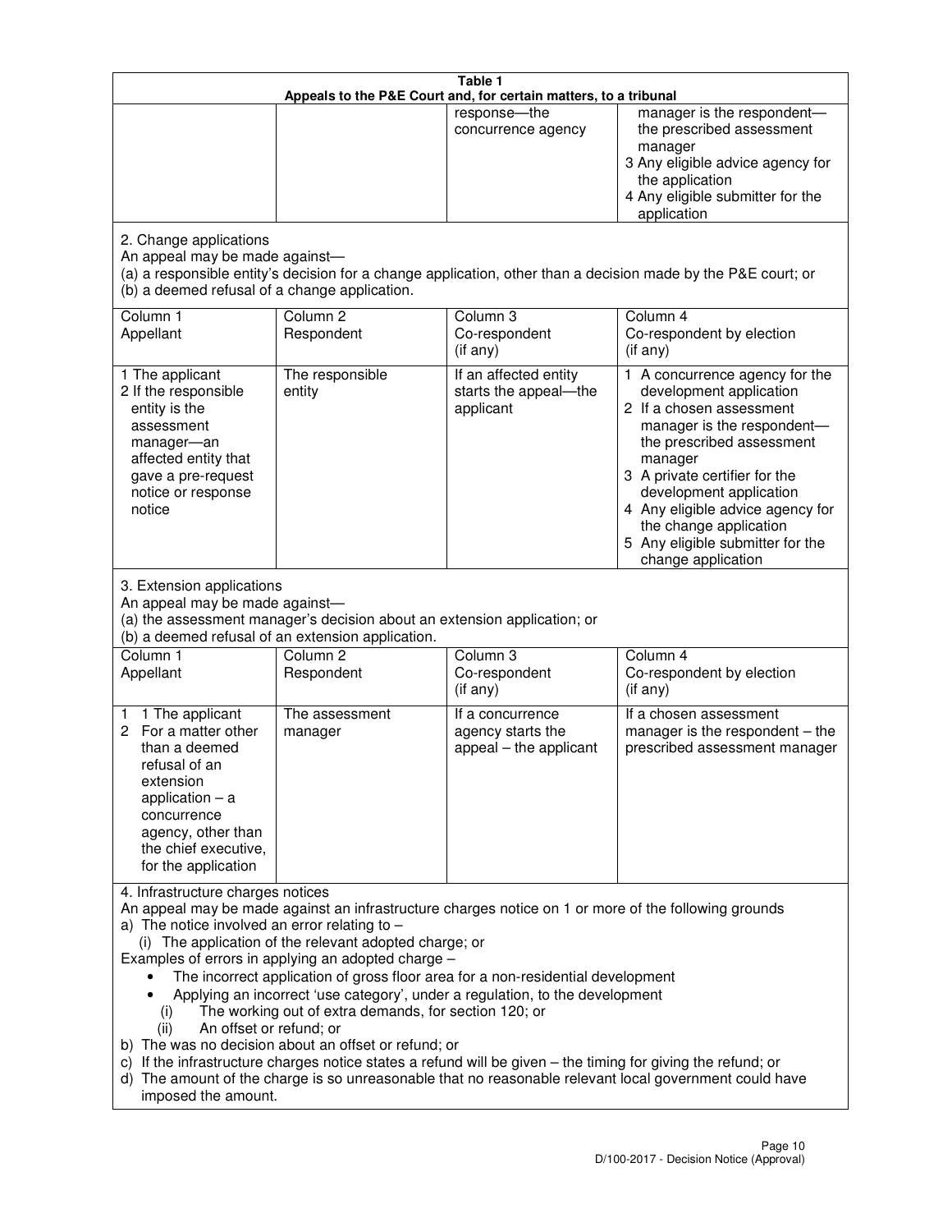**Table 1**
**Appeals to the P&E Court and, for certain matters, to a tribunal**

| | | | |
|---|---|---|---|
| | | response—the concurrence agency | manager is the respondent—the prescribed assessment manager<br>3 Any eligible advice agency for the application<br>4 Any eligible submitter for the application |

2. Change applications

An appeal may be made against—

(a) a responsible entity's decision for a change application, other than a decision made by the P&E court; or

(b) a deemed refusal of a change application.

| Column 1<br>Appellant | Column 2<br>Respondent | Column 3<br>Co-respondent<br>(if any) | Column 4<br>Co-respondent by election<br>(if any) |
|---|---|---|---|
| 1 The applicant<br>2 If the responsible entity is the assessment manager—an affected entity that gave a pre-request notice or response notice | The responsible entity | If an affected entity starts the appeal—the applicant | 1 A concurrence agency for the development application<br>2 If a chosen assessment manager is the respondent—the prescribed assessment manager<br>3 A private certifier for the development application<br>4 Any eligible advice agency for the change application<br>5 Any eligible submitter for the change application |

3. Extension applications

An appeal may be made against—

(a) the assessment manager's decision about an extension application; or

(b) a deemed refusal of an extension application.

| Column 1<br>Appellant | Column 2<br>Respondent | Column 3<br>Co-respondent<br>(if any) | Column 4<br>Co-respondent by election<br>(if any) |
|---|---|---|---|
| 1 1 The applicant<br>2 For a matter other than a deemed refusal of an extension application – a concurrence agency, other than the chief executive, for the application | The assessment manager | If a concurrence agency starts the appeal – the applicant | If a chosen assessment manager is the respondent – the prescribed assessment manager |

4. Infrastructure charges notices

An appeal may be made against an infrastructure charges notice on 1 or more of the following grounds

a) The notice involved an error relating to –

(i) The application of the relevant adopted charge; or

Examples of errors in applying an adopted charge –

- The incorrect application of gross floor area for a non-residential development
- Applying an incorrect 'use category', under a regulation, to the development

(i) The working out of extra demands, for section 120; or

(ii) An offset or refund; or

b) The was no decision about an offset or refund; or

c) If the infrastructure charges notice states a refund will be given – the timing for giving the refund; or

d) The amount of the charge is so unreasonable that no reasonable relevant local government could have imposed the amount.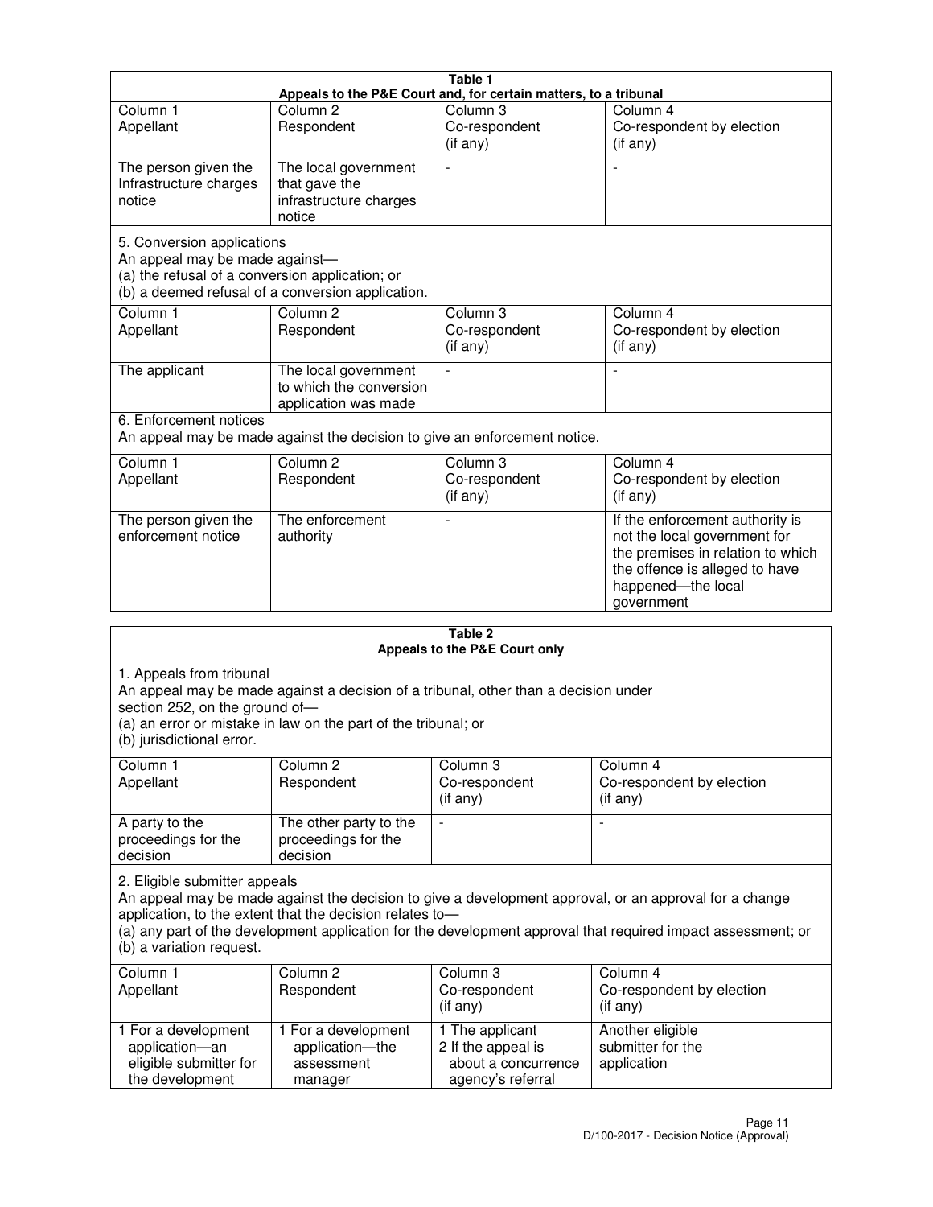| Table 1<br>Appeals to the P&E Court and, for certain matters, to a tribunal | | | |
|---|---|---|---|
| Column 1<br>Appellant | Column 2<br>Respondent | Column 3<br>Co-respondent<br>(if any) | Column 4<br>Co-respondent by election<br>(if any) |
| The person given the Infrastructure charges notice | The local government that gave the infrastructure charges notice | - | - |
| 5. Conversion applications<br>An appeal may be made against—<br>(a) the refusal of a conversion application; or<br>(b) a deemed refusal of a conversion application. | | | |
| Column 1<br>Appellant | Column 2<br>Respondent | Column 3<br>Co-respondent<br>(if any) | Column 4<br>Co-respondent by election<br>(if any) |
| The applicant | The local government to which the conversion application was made | - | - |
| 6. Enforcement notices<br>An appeal may be made against the decision to give an enforcement notice. | | | |
| Column 1<br>Appellant | Column 2<br>Respondent | Column 3<br>Co-respondent<br>(if any) | Column 4<br>Co-respondent by election<br>(if any) |
| The person given the enforcement notice | The enforcement authority | - | If the enforcement authority is not the local government for the premises in relation to which the offence is alleged to have happened—the local government |

| Table 2<br>Appeals to the P&E Court only | | | |
|---|---|---|---|
| 1. Appeals from tribunal<br>An appeal may be made against a decision of a tribunal, other than a decision under section 252, on the ground of—<br>(a) an error or mistake in law on the part of the tribunal; or<br>(b) jurisdictional error. | | | |
| Column 1<br>Appellant | Column 2<br>Respondent | Column 3<br>Co-respondent<br>(if any) | Column 4<br>Co-respondent by election<br>(if any) |
| A party to the proceedings for the decision | The other party to the proceedings for the decision | - | - |
| 2. Eligible submitter appeals<br>An appeal may be made against the decision to give a development approval, or an approval for a change application, to the extent that the decision relates to—<br>(a) any part of the development application for the development approval that required impact assessment; or<br>(b) a variation request. | | | |
| Column 1<br>Appellant | Column 2<br>Respondent | Column 3<br>Co-respondent<br>(if any) | Column 4<br>Co-respondent by election<br>(if any) |
| 1 For a development application—an eligible submitter for the development | 1 For a development application—the assessment manager | 1 The applicant<br>2 If the appeal is about a concurrence agency's referral | Another eligible submitter for the application |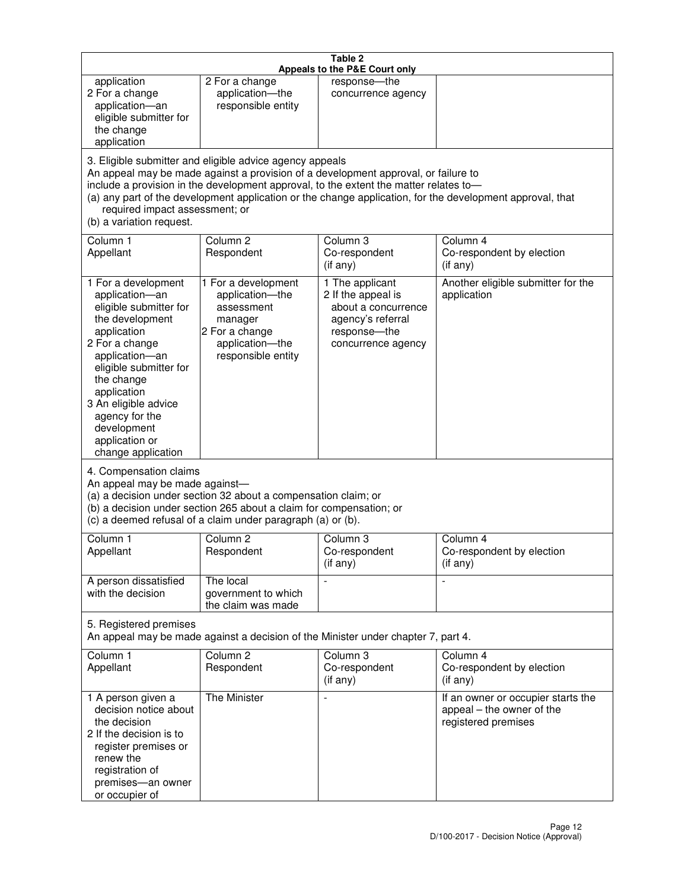**Table 2**
**Appeals to the P&E Court only**

| | | | |
|---|---|---|---|
| application<br>2 For a change application—an eligible submitter for the change application | 2 For a change application—the responsible entity | response—the concurrence agency | |

3. Eligible submitter and eligible advice agency appeals

An appeal may be made against a provision of a development approval, or failure to include a provision in the development approval, to the extent the matter relates to—

(a) any part of the development application or the change application, for the development approval, that required impact assessment; or

(b) a variation request.

| Column 1<br>Appellant | Column 2<br>Respondent | Column 3<br>Co-respondent<br>(if any) | Column 4<br>Co-respondent by election<br>(if any) |
|---|---|---|---|
| 1 For a development application—an eligible submitter for the development application<br>2 For a change application—an eligible submitter for the change application<br>3 An eligible advice agency for the development application or change application | 1 For a development application—the assessment manager<br>2 For a change application—the responsible entity | 1 The applicant<br>2 If the appeal is about a concurrence agency's referral response—the concurrence agency | Another eligible submitter for the application |

4. Compensation claims

An appeal may be made against—

(a) a decision under section 32 about a compensation claim; or

(b) a decision under section 265 about a claim for compensation; or

(c) a deemed refusal of a claim under paragraph (a) or (b).

| Column 1<br>Appellant | Column 2<br>Respondent | Column 3<br>Co-respondent<br>(if any) | Column 4<br>Co-respondent by election<br>(if any) |
|---|---|---|---|
| A person dissatisfied with the decision | The local government to which the claim was made | - | - |

5. Registered premises

An appeal may be made against a decision of the Minister under chapter 7, part 4.

| Column 1<br>Appellant | Column 2<br>Respondent | Column 3<br>Co-respondent<br>(if any) | Column 4<br>Co-respondent by election<br>(if any) |
|---|---|---|---|
| 1 A person given a decision notice about the decision<br>2 If the decision is to register premises or renew the registration of premises—an owner or occupier of | The Minister | - | If an owner or occupier starts the appeal – the owner of the registered premises |

D/100-2017 - Decision Notice (Approval)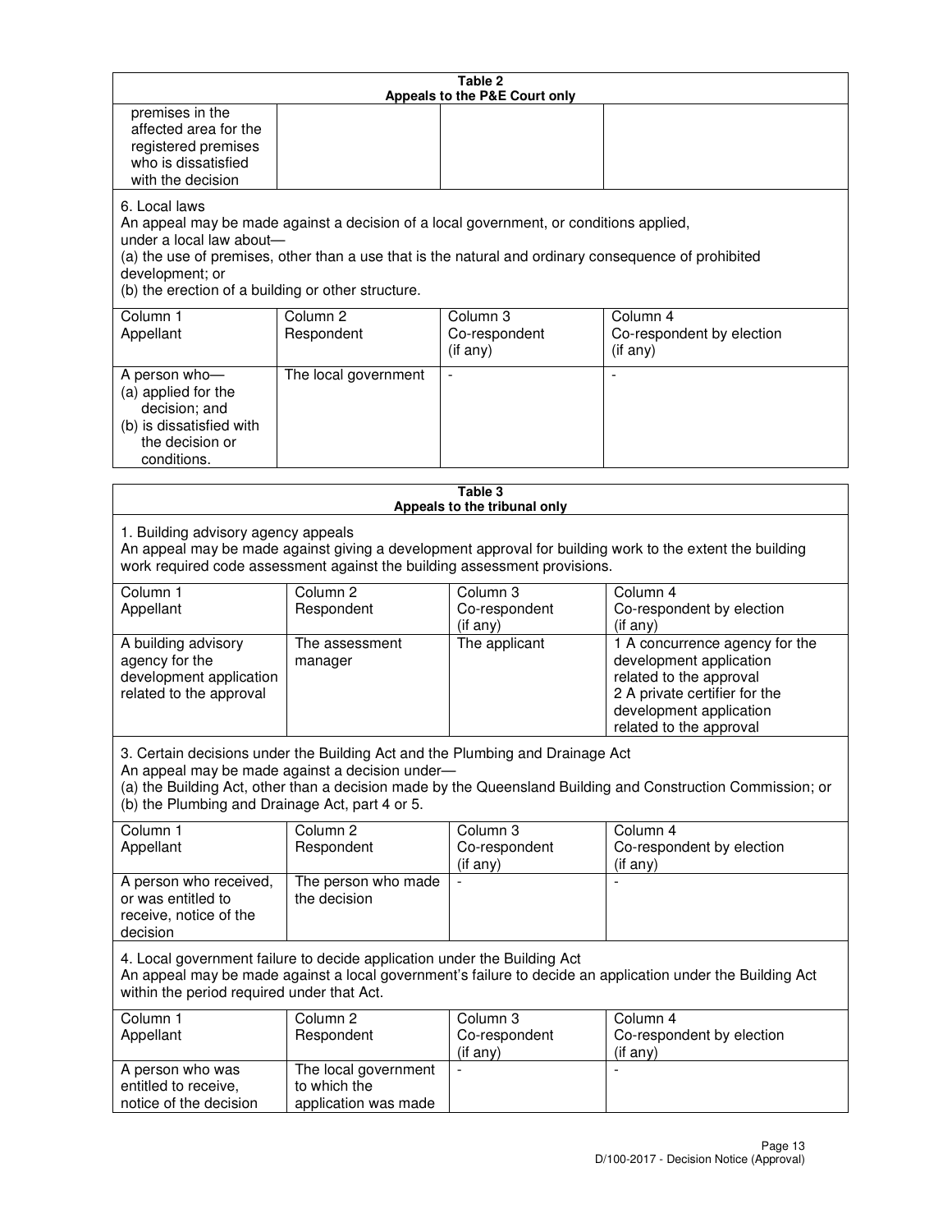| Table 2<br>Appeals to the P&E Court only | | | |
|---|---|---|---|
| premises in the affected area for the registered premises who is dissatisfied with the decision | | | |
| 6. Local laws<br>An appeal may be made against a decision of a local government, or conditions applied, under a local law about—<br>(a) the use of premises, other than a use that is the natural and ordinary consequence of prohibited development; or<br>(b) the erection of a building or other structure. | | | |
| Column 1<br>Appellant | Column 2<br>Respondent | Column 3<br>Co-respondent<br>(if any) | Column 4<br>Co-respondent by election<br>(if any) |
| A person who—<br>(a) applied for the decision; and<br>(b) is dissatisfied with the decision or conditions. | The local government | - | - |

| Table 3<br>Appeals to the tribunal only | | | |
|---|---|---|---|
| 1. Building advisory agency appeals<br>An appeal may be made against giving a development approval for building work to the extent the building work required code assessment against the building assessment provisions. | | | |
| Column 1<br>Appellant | Column 2<br>Respondent | Column 3<br>Co-respondent<br>(if any) | Column 4<br>Co-respondent by election<br>(if any) |
| A building advisory agency for the development application related to the approval | The assessment manager | The applicant | 1 A concurrence agency for the development application related to the approval<br>2 A private certifier for the development application related to the approval |
| 3. Certain decisions under the Building Act and the Plumbing and Drainage Act<br>An appeal may be made against a decision under—<br>(a) the Building Act, other than a decision made by the Queensland Building and Construction Commission; or<br>(b) the Plumbing and Drainage Act, part 4 or 5. | | | |
| Column 1<br>Appellant | Column 2<br>Respondent | Column 3<br>Co-respondent<br>(if any) | Column 4<br>Co-respondent by election<br>(if any) |
| A person who received, or was entitled to receive, notice of the decision | The person who made the decision | - | - |
| 4. Local government failure to decide application under the Building Act<br>An appeal may be made against a local government's failure to decide an application under the Building Act within the period required under that Act. | | | |
| Column 1<br>Appellant | Column 2<br>Respondent | Column 3<br>Co-respondent<br>(if any) | Column 4<br>Co-respondent by election<br>(if any) |
| A person who was entitled to receive, notice of the decision | The local government to which the application was made | - | - |

D/100-2017 - Decision Notice (Approval)